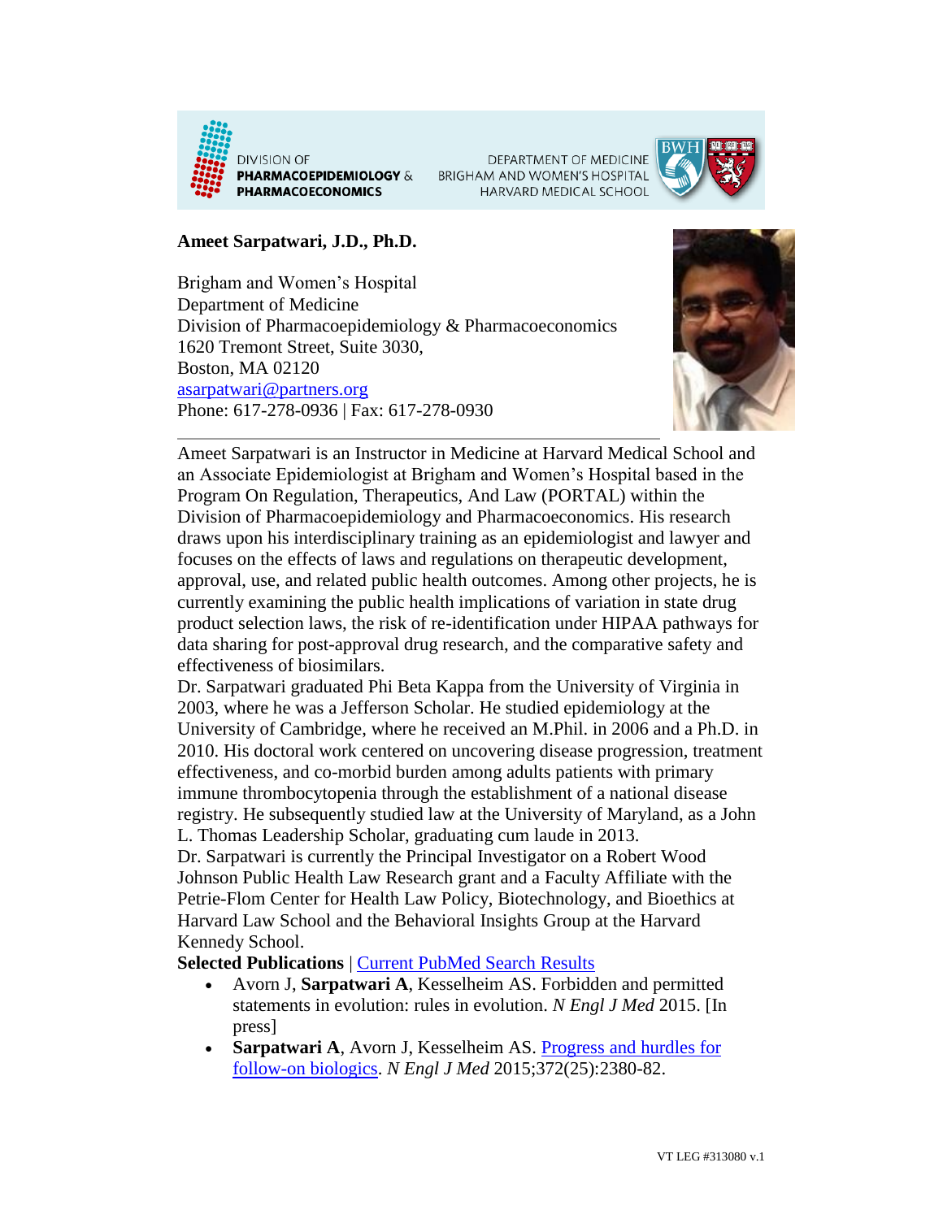DIVISION OF **PHARMACOEPIDEMIOLOGY & PHARMACOECONOMICS**

DEPARTMENT OF MEDICINE
BRIGHAM AND WOMEN'S HOSPITAL
HARVARD MEDICAL SCHOOL

**Ameet Sarpatwari, J.D., Ph.D.**

Brigham and Women's Hospital
Department of Medicine
Division of Pharmacoepidemiology & Pharmacoeconomics
1620 Tremont Street, Suite 3030,
Boston, MA 02120
asarpatwari@partners.org
Phone: 617-278-0936 | Fax: 617-278-0930

---

Ameet Sarpatwari is an Instructor in Medicine at Harvard Medical School and an Associate Epidemiologist at Brigham and Women's Hospital based in the Program On Regulation, Therapeutics, And Law (PORTAL) within the Division of Pharmacoepidemiology and Pharmacoeconomics. His research draws upon his interdisciplinary training as an epidemiologist and lawyer and focuses on the effects of laws and regulations on therapeutic development, approval, use, and related public health outcomes. Among other projects, he is currently examining the public health implications of variation in state drug product selection laws, the risk of re-identification under HIPAA pathways for data sharing for post-approval drug research, and the comparative safety and effectiveness of biosimilars.

Dr. Sarpatwari graduated Phi Beta Kappa from the University of Virginia in 2003, where he was a Jefferson Scholar. He studied epidemiology at the University of Cambridge, where he received an M.Phil. in 2006 and a Ph.D. in 2010. His doctoral work centered on uncovering disease progression, treatment effectiveness, and co-morbid burden among adults patients with primary immune thrombocytopenia through the establishment of a national disease registry. He subsequently studied law at the University of Maryland, as a John L. Thomas Leadership Scholar, graduating cum laude in 2013.

Dr. Sarpatwari is currently the Principal Investigator on a Robert Wood Johnson Public Health Law Research grant and a Faculty Affiliate with the Petrie-Flom Center for Health Law Policy, Biotechnology, and Bioethics at Harvard Law School and the Behavioral Insights Group at the Harvard Kennedy School.

**Selected Publications** | Current PubMed Search Results

- Avorn J, **Sarpatwari A**, Kesselheim AS. Forbidden and permitted statements in evolution: rules in evolution. *N Engl J Med* 2015. [In press]
- **Sarpatwari A**, Avorn J, Kesselheim AS. Progress and hurdles for follow-on biologics. *N Engl J Med* 2015;372(25):2380-82.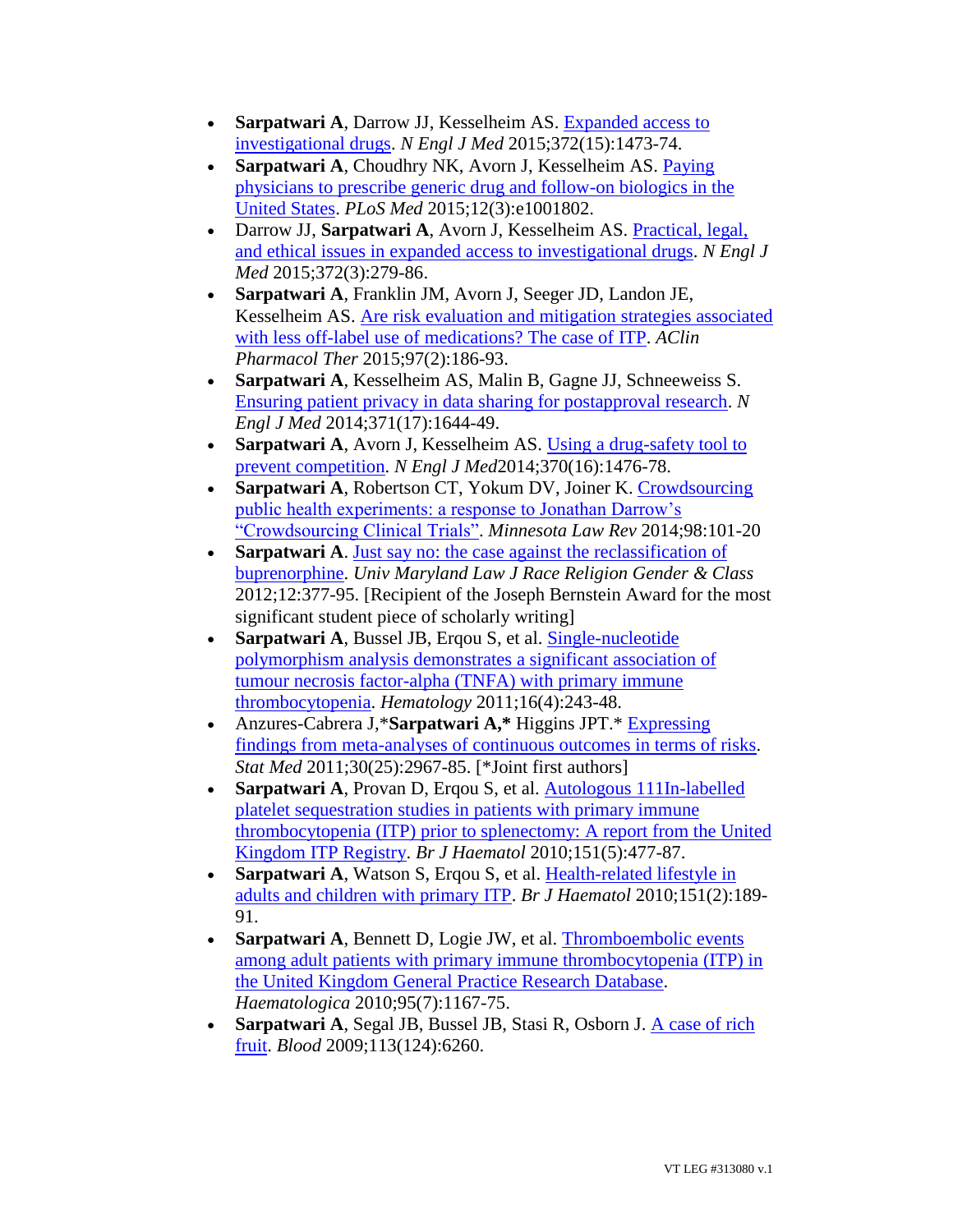- **Sarpatwari A**, Darrow JJ, Kesselheim AS. Expanded access to investigational drugs. *N Engl J Med* 2015;372(15):1473-74.
- **Sarpatwari A**, Choudhry NK, Avorn J, Kesselheim AS. Paying physicians to prescribe generic drug and follow-on biologics in the United States. *PLoS Med* 2015;12(3):e1001802.
- Darrow JJ, **Sarpatwari A**, Avorn J, Kesselheim AS. Practical, legal, and ethical issues in expanded access to investigational drugs. *N Engl J Med* 2015;372(3):279-86.
- **Sarpatwari A**, Franklin JM, Avorn J, Seeger JD, Landon JE, Kesselheim AS. Are risk evaluation and mitigation strategies associated with less off-label use of medications? The case of ITP. *AClin Pharmacol Ther* 2015;97(2):186-93.
- **Sarpatwari A**, Kesselheim AS, Malin B, Gagne JJ, Schneeweiss S. Ensuring patient privacy in data sharing for postapproval research. *N Engl J Med* 2014;371(17):1644-49.
- **Sarpatwari A**, Avorn J, Kesselheim AS. Using a drug-safety tool to prevent competition. *N Engl J Med*2014;370(16):1476-78.
- **Sarpatwari A**, Robertson CT, Yokum DV, Joiner K. Crowdsourcing public health experiments: a response to Jonathan Darrow's "Crowdsourcing Clinical Trials". *Minnesota Law Rev* 2014;98:101-20
- **Sarpatwari A**. Just say no: the case against the reclassification of buprenorphine. *Univ Maryland Law J Race Religion Gender & Class* 2012;12:377-95. [Recipient of the Joseph Bernstein Award for the most significant student piece of scholarly writing]
- **Sarpatwari A**, Bussel JB, Erqou S, et al. Single-nucleotide polymorphism analysis demonstrates a significant association of tumour necrosis factor-alpha (TNFA) with primary immune thrombocytopenia. *Hematology* 2011;16(4):243-48.
- Anzures-Cabrera J,***Sarpatwari A,*** Higgins JPT.* Expressing findings from meta-analyses of continuous outcomes in terms of risks. *Stat Med* 2011;30(25):2967-85. [*Joint first authors]
- **Sarpatwari A**, Provan D, Erqou S, et al. Autologous 111In-labelled platelet sequestration studies in patients with primary immune thrombocytopenia (ITP) prior to splenectomy: A report from the United Kingdom ITP Registry. *Br J Haematol* 2010;151(5):477-87.
- **Sarpatwari A**, Watson S, Erqou S, et al. Health-related lifestyle in adults and children with primary ITP. *Br J Haematol* 2010;151(2):189-91.
- **Sarpatwari A**, Bennett D, Logie JW, et al. Thromboembolic events among adult patients with primary immune thrombocytopenia (ITP) in the United Kingdom General Practice Research Database. *Haematologica* 2010;95(7):1167-75.
- **Sarpatwari A**, Segal JB, Bussel JB, Stasi R, Osborn J. A case of rich fruit. *Blood* 2009;113(124):6260.

VT LEG #313080 v.1